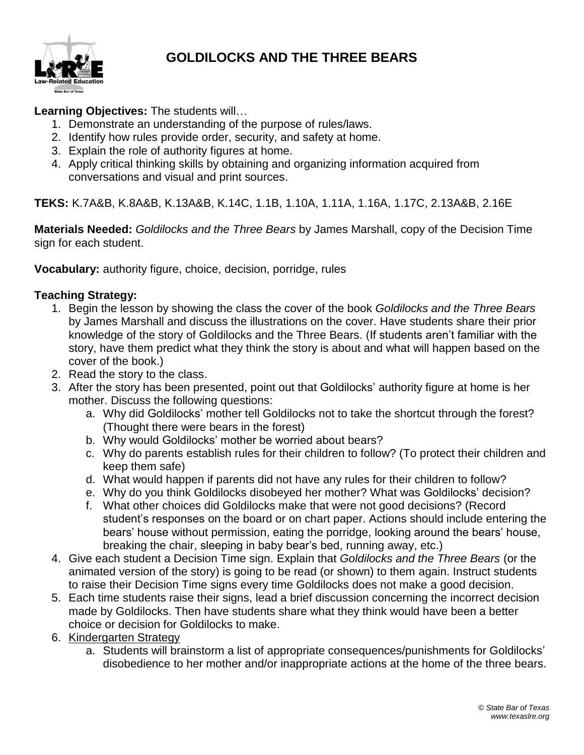# GOLDILOCKS AND THE THREE BEARS

**Learning Objectives:** The students will…

1. Demonstrate an understanding of the purpose of rules/laws.
2. Identify how rules provide order, security, and safety at home.
3. Explain the role of authority figures at home.
4. Apply critical thinking skills by obtaining and organizing information acquired from conversations and visual and print sources.

**TEKS:** K.7A&B, K.8A&B, K.13A&B, K.14C, 1.1B, 1.10A, 1.11A, 1.16A, 1.17C, 2.13A&B, 2.16E

**Materials Needed:** *Goldilocks and the Three Bears* by James Marshall, copy of the Decision Time sign for each student.

**Vocabulary:** authority figure, choice, decision, porridge, rules

**Teaching Strategy:**

1. Begin the lesson by showing the class the cover of the book *Goldilocks and the Three Bears* by James Marshall and discuss the illustrations on the cover. Have students share their prior knowledge of the story of Goldilocks and the Three Bears. (If students aren't familiar with the story, have them predict what they think the story is about and what will happen based on the cover of the book.)
2. Read the story to the class.
3. After the story has been presented, point out that Goldilocks' authority figure at home is her mother. Discuss the following questions:
   a. Why did Goldilocks' mother tell Goldilocks not to take the shortcut through the forest? (Thought there were bears in the forest)
   b. Why would Goldilocks' mother be worried about bears?
   c. Why do parents establish rules for their children to follow? (To protect their children and keep them safe)
   d. What would happen if parents did not have any rules for their children to follow?
   e. Why do you think Goldilocks disobeyed her mother? What was Goldilocks' decision?
   f. What other choices did Goldilocks make that were not good decisions? (Record student's responses on the board or on chart paper. Actions should include entering the bears' house without permission, eating the porridge, looking around the bears' house, breaking the chair, sleeping in baby bear's bed, running away, etc.)
4. Give each student a Decision Time sign. Explain that *Goldilocks and the Three Bears* (or the animated version of the story) is going to be read (or shown) to them again. Instruct students to raise their Decision Time signs every time Goldilocks does not make a good decision.
5. Each time students raise their signs, lead a brief discussion concerning the incorrect decision made by Goldilocks. Then have students share what they think would have been a better choice or decision for Goldilocks to make.
6. Kindergarten Strategy
   a. Students will brainstorm a list of appropriate consequences/punishments for Goldilocks' disobedience to her mother and/or inappropriate actions at the home of the three bears.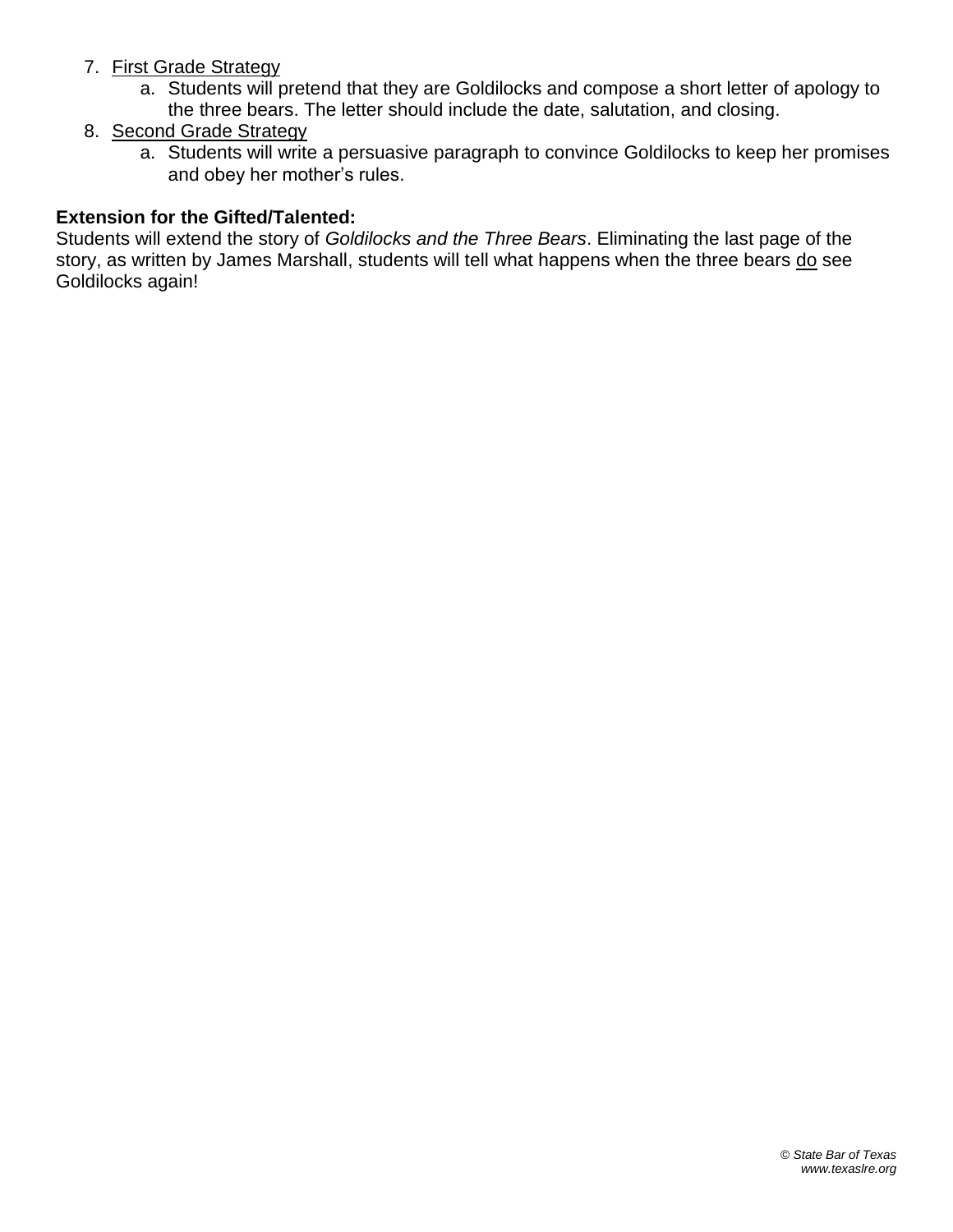7. First Grade Strategy
    a. Students will pretend that they are Goldilocks and compose a short letter of apology to the three bears. The letter should include the date, salutation, and closing.
8. Second Grade Strategy
    a. Students will write a persuasive paragraph to convince Goldilocks to keep her promises and obey her mother's rules.

**Extension for the Gifted/Talented:**
Students will extend the story of *Goldilocks and the Three Bears*. Eliminating the last page of the story, as written by James Marshall, students will tell what happens when the three bears do see Goldilocks again!

*© State Bar of Texas*
*www.texaslre.org*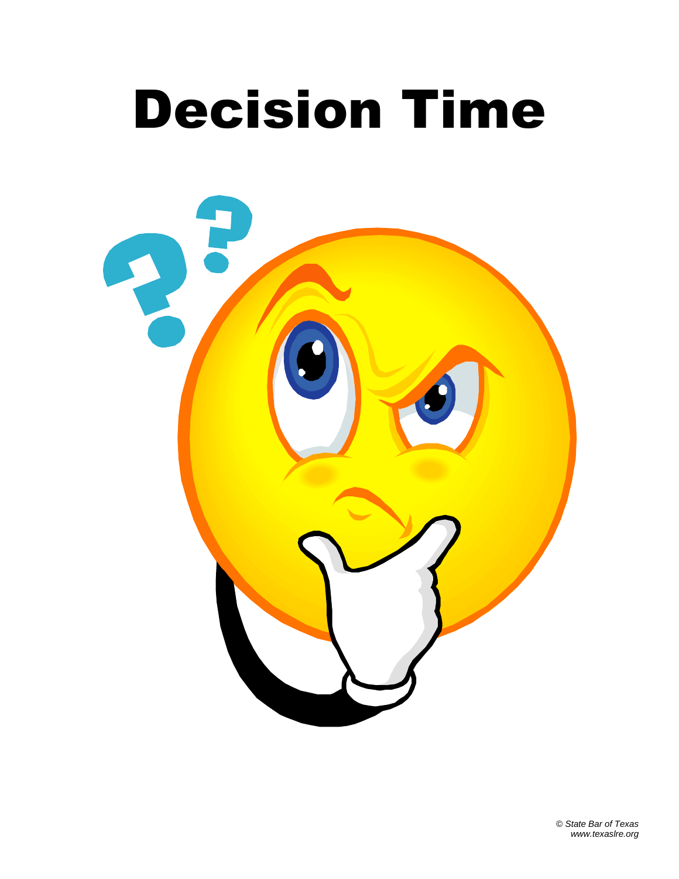# Decision Time

*© State Bar of Texas*
*www.texaslre.org*